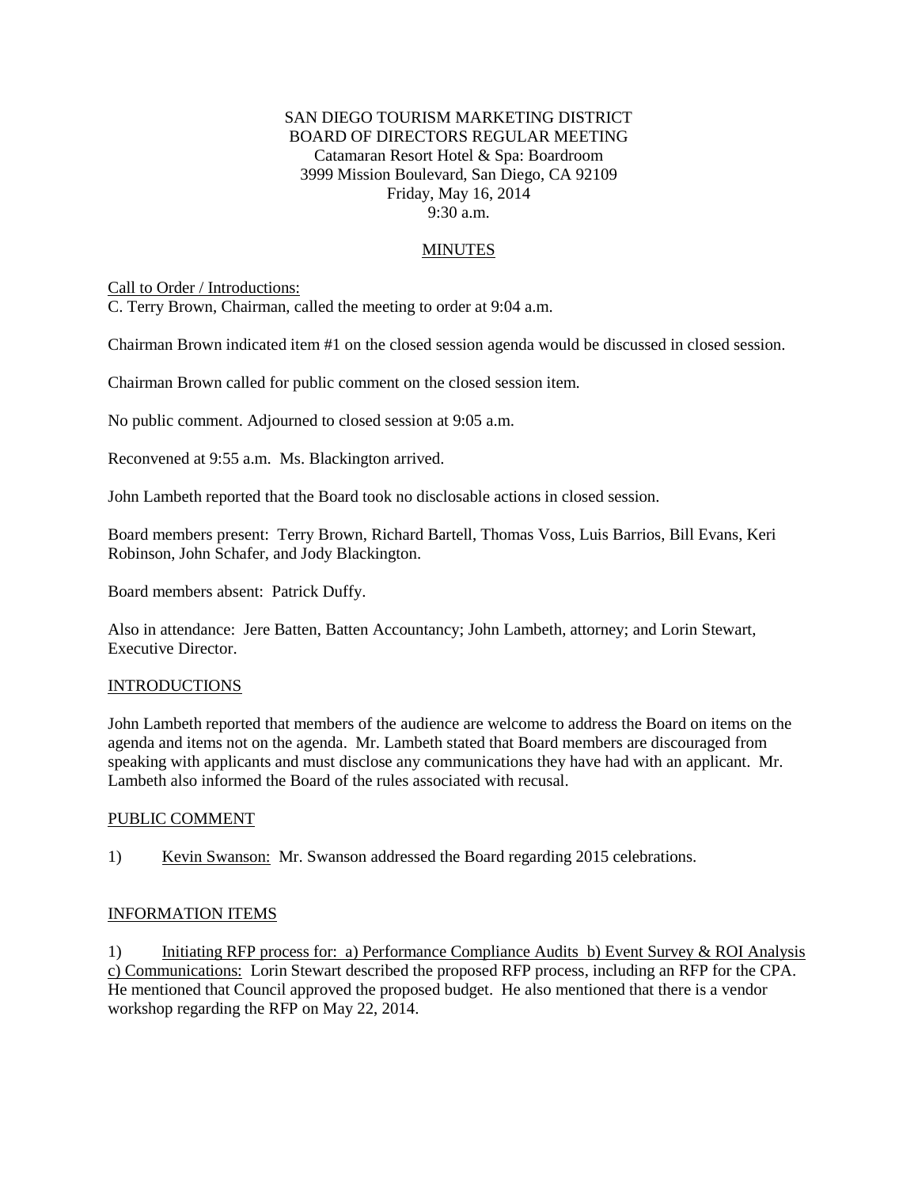SAN DIEGO TOURISM MARKETING DISTRICT
BOARD OF DIRECTORS REGULAR MEETING
Catamaran Resort Hotel & Spa: Boardroom
3999 Mission Boulevard, San Diego, CA 92109
Friday, May 16, 2014
9:30 a.m.

MINUTES

Call to Order / Introductions:
C. Terry Brown, Chairman, called the meeting to order at 9:04 a.m.

Chairman Brown indicated item #1 on the closed session agenda would be discussed in closed session.

Chairman Brown called for public comment on the closed session item.

No public comment. Adjourned to closed session at 9:05 a.m.

Reconvened at 9:55 a.m. Ms. Blackington arrived.

John Lambeth reported that the Board took no disclosable actions in closed session.

Board members present: Terry Brown, Richard Bartell, Thomas Voss, Luis Barrios, Bill Evans, Keri Robinson, John Schafer, and Jody Blackington.

Board members absent: Patrick Duffy.

Also in attendance: Jere Batten, Batten Accountancy; John Lambeth, attorney; and Lorin Stewart, Executive Director.

INTRODUCTIONS

John Lambeth reported that members of the audience are welcome to address the Board on items on the agenda and items not on the agenda. Mr. Lambeth stated that Board members are discouraged from speaking with applicants and must disclose any communications they have had with an applicant. Mr. Lambeth also informed the Board of the rules associated with recusal.

PUBLIC COMMENT

1) Kevin Swanson: Mr. Swanson addressed the Board regarding 2015 celebrations.

INFORMATION ITEMS

1) Initiating RFP process for: a) Performance Compliance Audits b) Event Survey & ROI Analysis c) Communications: Lorin Stewart described the proposed RFP process, including an RFP for the CPA. He mentioned that Council approved the proposed budget. He also mentioned that there is a vendor workshop regarding the RFP on May 22, 2014.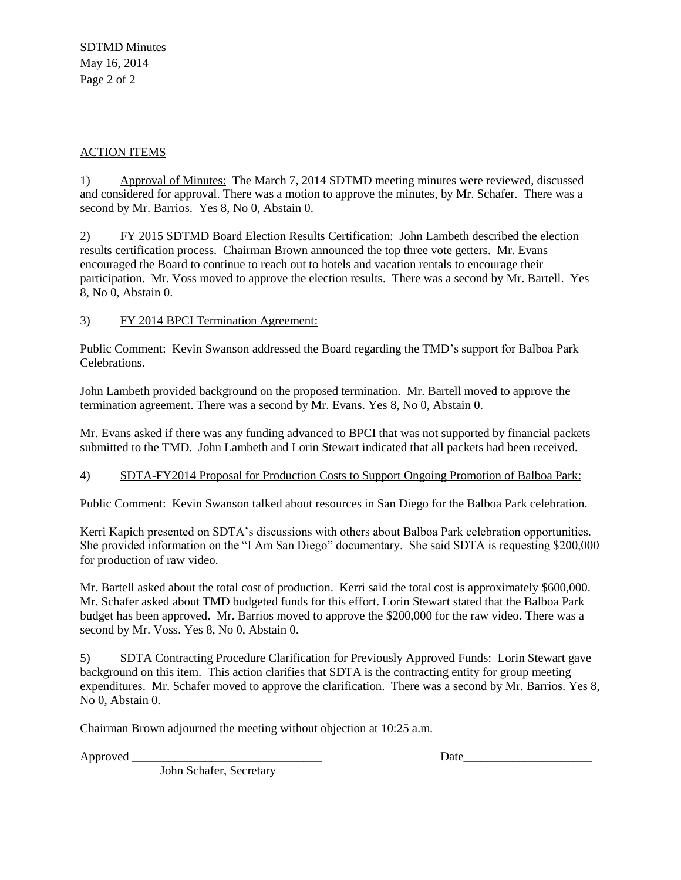## ACTION ITEMS

1) Approval of Minutes: The March 7, 2014 SDTMD meeting minutes were reviewed, discussed and considered for approval. There was a motion to approve the minutes, by Mr. Schafer. There was a second by Mr. Barrios. Yes 8, No 0, Abstain 0.

2) FY 2015 SDTMD Board Election Results Certification: John Lambeth described the election results certification process. Chairman Brown announced the top three vote getters. Mr. Evans encouraged the Board to continue to reach out to hotels and vacation rentals to encourage their participation. Mr. Voss moved to approve the election results. There was a second by Mr. Bartell. Yes 8, No 0, Abstain 0.

3) FY 2014 BPCI Termination Agreement:

Public Comment: Kevin Swanson addressed the Board regarding the TMD's support for Balboa Park Celebrations.

John Lambeth provided background on the proposed termination. Mr. Bartell moved to approve the termination agreement. There was a second by Mr. Evans. Yes 8, No 0, Abstain 0.

Mr. Evans asked if there was any funding advanced to BPCI that was not supported by financial packets submitted to the TMD. John Lambeth and Lorin Stewart indicated that all packets had been received.

4) SDTA-FY2014 Proposal for Production Costs to Support Ongoing Promotion of Balboa Park:

Public Comment: Kevin Swanson talked about resources in San Diego for the Balboa Park celebration.

Kerri Kapich presented on SDTA's discussions with others about Balboa Park celebration opportunities. She provided information on the "I Am San Diego" documentary. She said SDTA is requesting $200,000 for production of raw video.

Mr. Bartell asked about the total cost of production. Kerri said the total cost is approximately $600,000. Mr. Schafer asked about TMD budgeted funds for this effort. Lorin Stewart stated that the Balboa Park budget has been approved. Mr. Barrios moved to approve the $200,000 for the raw video. There was a second by Mr. Voss. Yes 8, No 0, Abstain 0.

5) SDTA Contracting Procedure Clarification for Previously Approved Funds: Lorin Stewart gave background on this item. This action clarifies that SDTA is the contracting entity for group meeting expenditures. Mr. Schafer moved to approve the clarification. There was a second by Mr. Barrios. Yes 8, No 0, Abstain 0.

Chairman Brown adjourned the meeting without objection at 10:25 a.m.

Approved _______________________________ Date____________________

John Schafer, Secretary